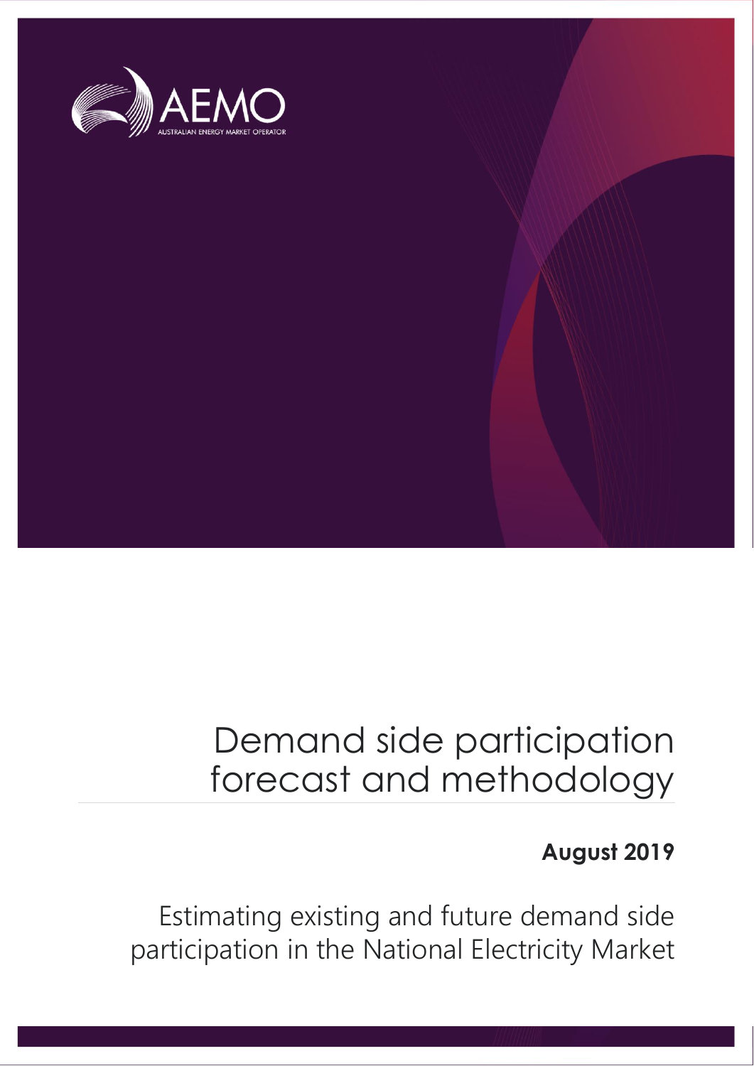AEMO

AUSTRALIAN ENERGY MARKET OPERATOR

# Demand side participation forecast and methodology

**August 2019**

Estimating existing and future demand side participation in the National Electricity Market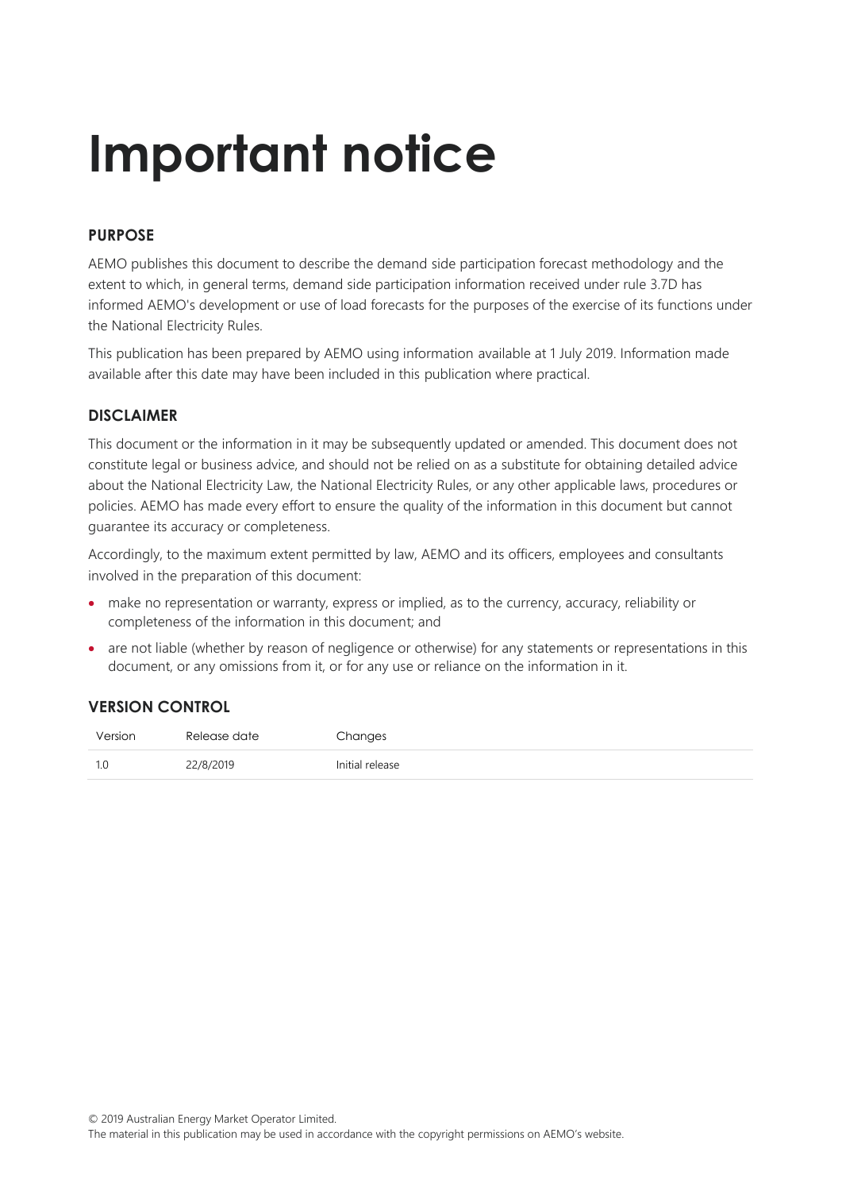# Important notice

## PURPOSE

AEMO publishes this document to describe the demand side participation forecast methodology and the extent to which, in general terms, demand side participation information received under rule 3.7D has informed AEMO's development or use of load forecasts for the purposes of the exercise of its functions under the National Electricity Rules.

This publication has been prepared by AEMO using information available at 1 July 2019. Information made available after this date may have been included in this publication where practical.

## DISCLAIMER

This document or the information in it may be subsequently updated or amended. This document does not constitute legal or business advice, and should not be relied on as a substitute for obtaining detailed advice about the National Electricity Law, the National Electricity Rules, or any other applicable laws, procedures or policies. AEMO has made every effort to ensure the quality of the information in this document but cannot guarantee its accuracy or completeness.

Accordingly, to the maximum extent permitted by law, AEMO and its officers, employees and consultants involved in the preparation of this document:

- make no representation or warranty, express or implied, as to the currency, accuracy, reliability or completeness of the information in this document; and
- are not liable (whether by reason of negligence or otherwise) for any statements or representations in this document, or any omissions from it, or for any use or reliance on the information in it.

## VERSION CONTROL

| Version | Release date | Changes |
| --- | --- | --- |
| 1.0 | 22/8/2019 | Initial release |

© 2019 Australian Energy Market Operator Limited.
The material in this publication may be used in accordance with the copyright permissions on AEMO's website.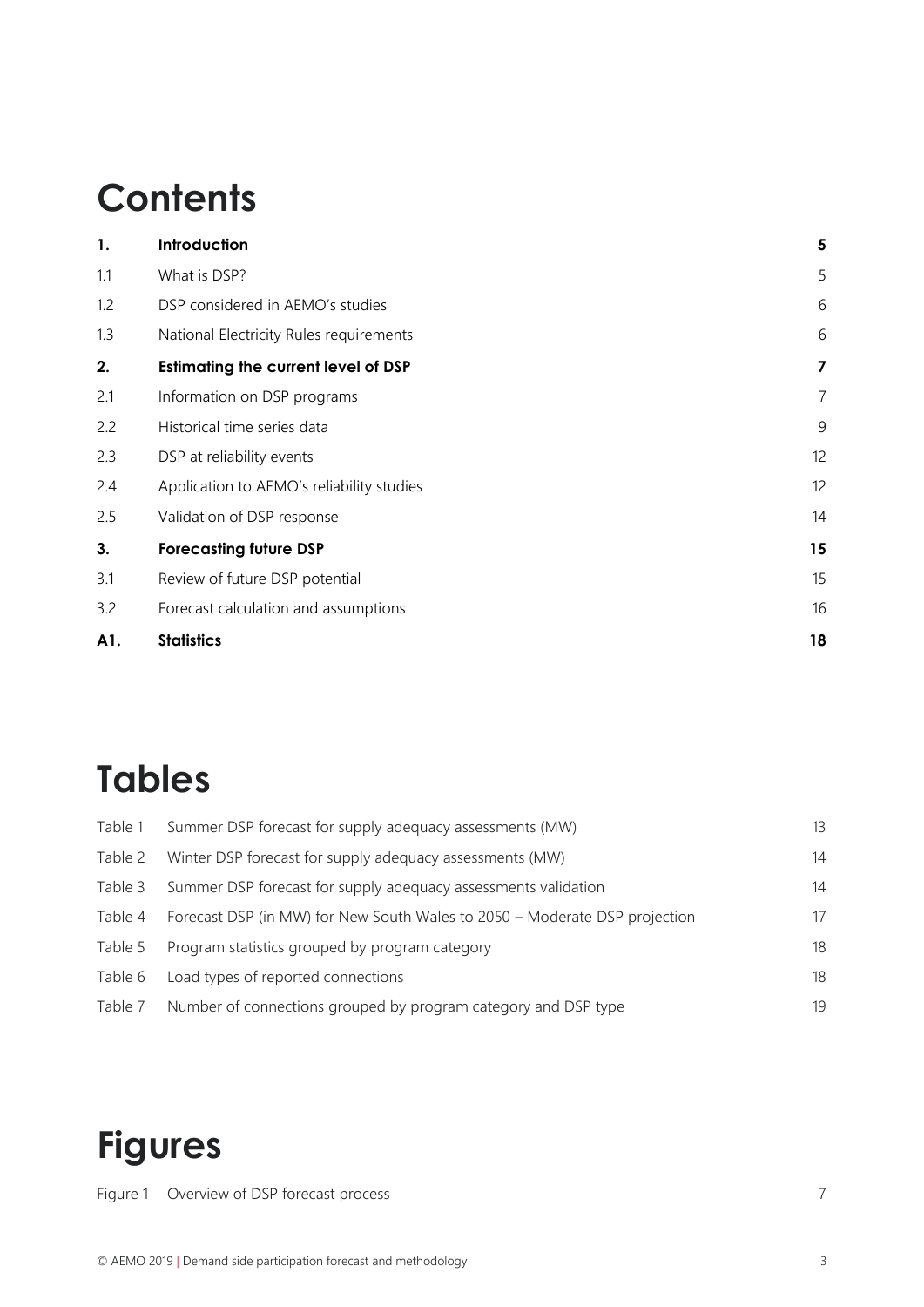# Contents

| | | |
|---|---|---|
| **1.** | **Introduction** | **5** |
| 1.1 | What is DSP? | 5 |
| 1.2 | DSP considered in AEMO's studies | 6 |
| 1.3 | National Electricity Rules requirements | 6 |
| **2.** | **Estimating the current level of DSP** | **7** |
| 2.1 | Information on DSP programs | 7 |
| 2.2 | Historical time series data | 9 |
| 2.3 | DSP at reliability events | 12 |
| 2.4 | Application to AEMO's reliability studies | 12 |
| 2.5 | Validation of DSP response | 14 |
| **3.** | **Forecasting future DSP** | **15** |
| 3.1 | Review of future DSP potential | 15 |
| 3.2 | Forecast calculation and assumptions | 16 |
| **A1.** | **Statistics** | **18** |

# Tables

| | | |
|---|---|---|
| Table 1 | Summer DSP forecast for supply adequacy assessments (MW) | 13 |
| Table 2 | Winter DSP forecast for supply adequacy assessments (MW) | 14 |
| Table 3 | Summer DSP forecast for supply adequacy assessments validation | 14 |
| Table 4 | Forecast DSP (in MW) for New South Wales to 2050 – Moderate DSP projection | 17 |
| Table 5 | Program statistics grouped by program category | 18 |
| Table 6 | Load types of reported connections | 18 |
| Table 7 | Number of connections grouped by program category and DSP type | 19 |

# Figures

| | | |
|---|---|---|
| Figure 1 | Overview of DSP forecast process | 7 |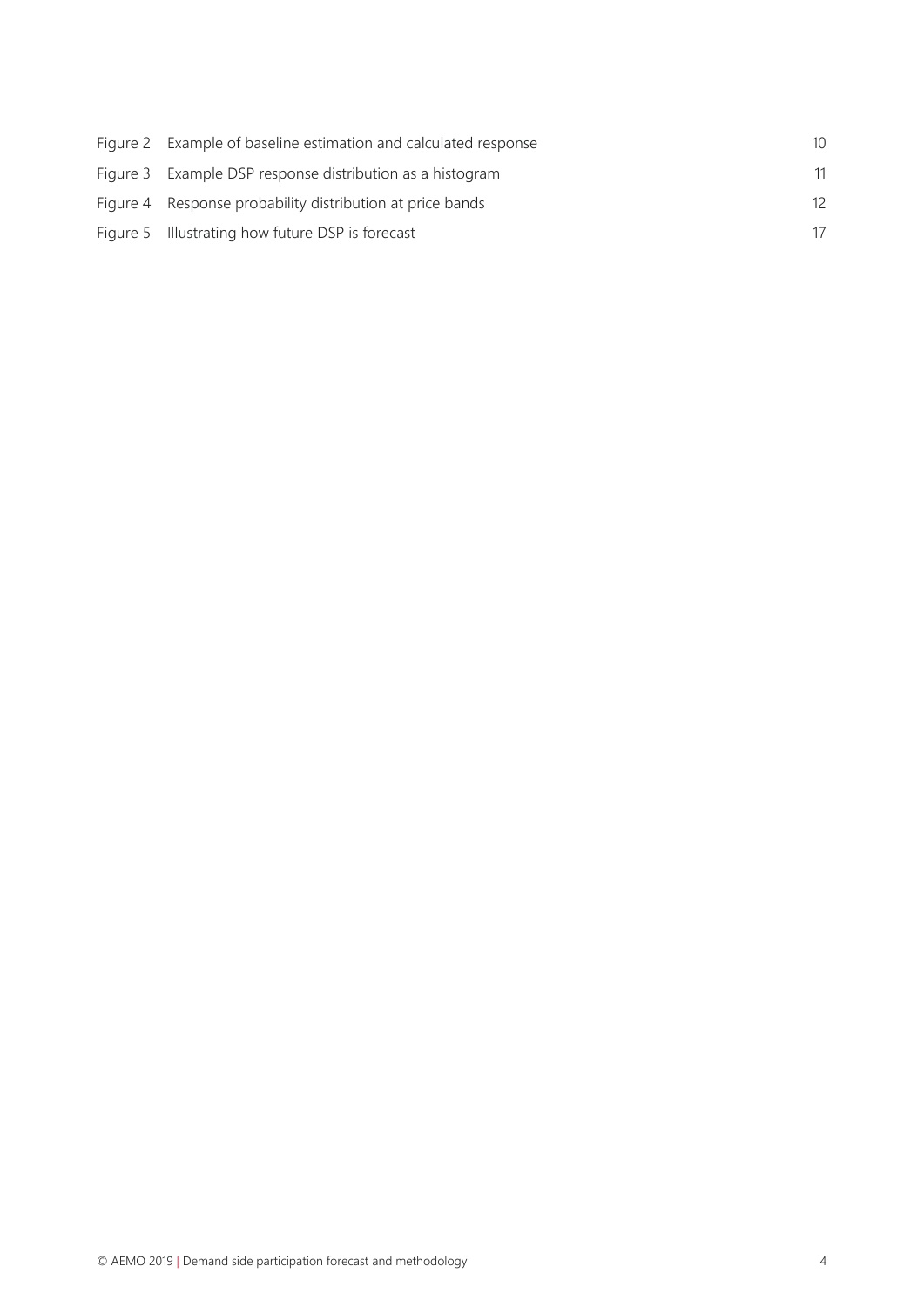| | | |
|---|---|---|
| Figure 2 | Example of baseline estimation and calculated response | 10 |
| Figure 3 | Example DSP response distribution as a histogram | 11 |
| Figure 4 | Response probability distribution at price bands | 12 |
| Figure 5 | Illustrating how future DSP is forecast | 17 |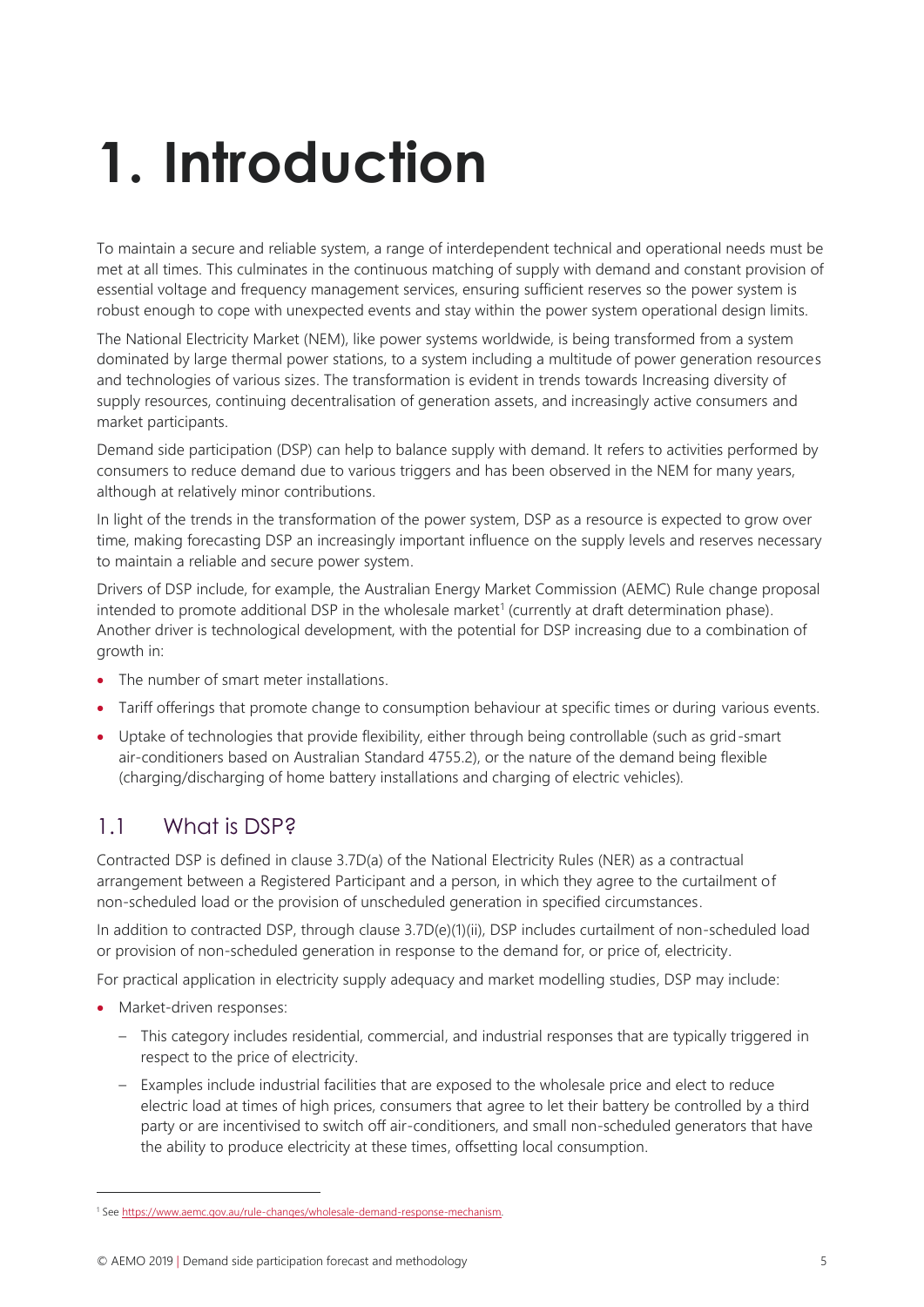# 1. Introduction

To maintain a secure and reliable system, a range of interdependent technical and operational needs must be met at all times. This culminates in the continuous matching of supply with demand and constant provision of essential voltage and frequency management services, ensuring sufficient reserves so the power system is robust enough to cope with unexpected events and stay within the power system operational design limits.

The National Electricity Market (NEM), like power systems worldwide, is being transformed from a system dominated by large thermal power stations, to a system including a multitude of power generation resources and technologies of various sizes. The transformation is evident in trends towards Increasing diversity of supply resources, continuing decentralisation of generation assets, and increasingly active consumers and market participants.

Demand side participation (DSP) can help to balance supply with demand. It refers to activities performed by consumers to reduce demand due to various triggers and has been observed in the NEM for many years, although at relatively minor contributions.

In light of the trends in the transformation of the power system, DSP as a resource is expected to grow over time, making forecasting DSP an increasingly important influence on the supply levels and reserves necessary to maintain a reliable and secure power system.

Drivers of DSP include, for example, the Australian Energy Market Commission (AEMC) Rule change proposal intended to promote additional DSP in the wholesale market[1] (currently at draft determination phase). Another driver is technological development, with the potential for DSP increasing due to a combination of growth in:

- The number of smart meter installations.
- Tariff offerings that promote change to consumption behaviour at specific times or during various events.
- Uptake of technologies that provide flexibility, either through being controllable (such as grid-smart air-conditioners based on Australian Standard 4755.2), or the nature of the demand being flexible (charging/discharging of home battery installations and charging of electric vehicles).

## 1.1 What is DSP?

Contracted DSP is defined in clause 3.7D(a) of the National Electricity Rules (NER) as a contractual arrangement between a Registered Participant and a person, in which they agree to the curtailment of non-scheduled load or the provision of unscheduled generation in specified circumstances.

In addition to contracted DSP, through clause 3.7D(e)(1)(ii), DSP includes curtailment of non-scheduled load or provision of non-scheduled generation in response to the demand for, or price of, electricity.

For practical application in electricity supply adequacy and market modelling studies, DSP may include:

- Market-driven responses:
  - This category includes residential, commercial, and industrial responses that are typically triggered in respect to the price of electricity.
  - Examples include industrial facilities that are exposed to the wholesale price and elect to reduce electric load at times of high prices, consumers that agree to let their battery be controlled by a third party or are incentivised to switch off air-conditioners, and small non-scheduled generators that have the ability to produce electricity at these times, offsetting local consumption.

[1] See https://www.aemc.gov.au/rule-changes/wholesale-demand-response-mechanism.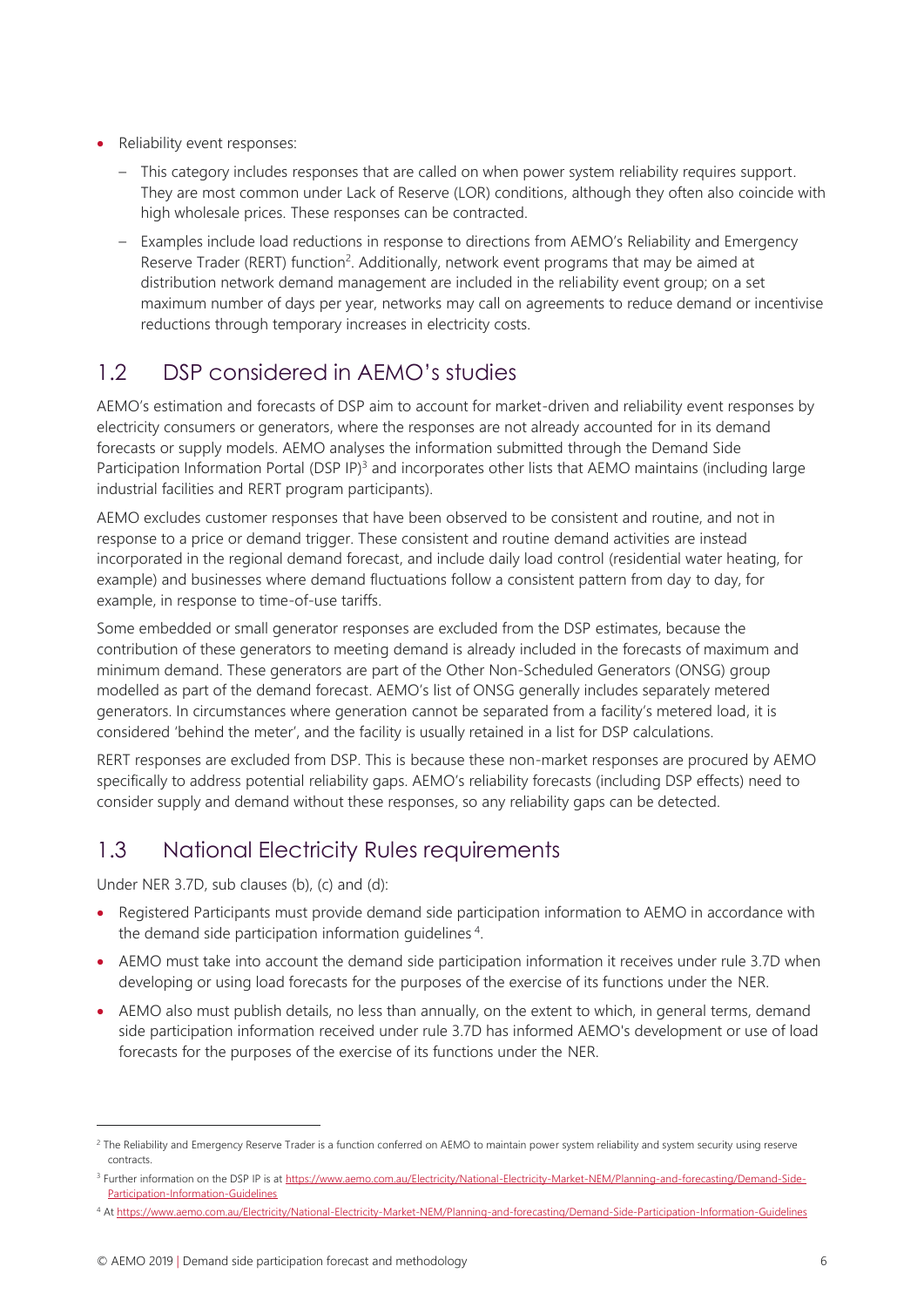- Reliability event responses:
  - This category includes responses that are called on when power system reliability requires support. They are most common under Lack of Reserve (LOR) conditions, although they often also coincide with high wholesale prices. These responses can be contracted.
  - Examples include load reductions in response to directions from AEMO's Reliability and Emergency Reserve Trader (RERT) function[2]. Additionally, network event programs that may be aimed at distribution network demand management are included in the reliability event group; on a set maximum number of days per year, networks may call on agreements to reduce demand or incentivise reductions through temporary increases in electricity costs.

## 1.2 DSP considered in AEMO's studies

AEMO's estimation and forecasts of DSP aim to account for market-driven and reliability event responses by electricity consumers or generators, where the responses are not already accounted for in its demand forecasts or supply models. AEMO analyses the information submitted through the Demand Side Participation Information Portal (DSP IP)[3] and incorporates other lists that AEMO maintains (including large industrial facilities and RERT program participants).

AEMO excludes customer responses that have been observed to be consistent and routine, and not in response to a price or demand trigger. These consistent and routine demand activities are instead incorporated in the regional demand forecast, and include daily load control (residential water heating, for example) and businesses where demand fluctuations follow a consistent pattern from day to day, for example, in response to time-of-use tariffs.

Some embedded or small generator responses are excluded from the DSP estimates, because the contribution of these generators to meeting demand is already included in the forecasts of maximum and minimum demand. These generators are part of the Other Non-Scheduled Generators (ONSG) group modelled as part of the demand forecast. AEMO's list of ONSG generally includes separately metered generators. In circumstances where generation cannot be separated from a facility's metered load, it is considered 'behind the meter', and the facility is usually retained in a list for DSP calculations.

RERT responses are excluded from DSP. This is because these non-market responses are procured by AEMO specifically to address potential reliability gaps. AEMO's reliability forecasts (including DSP effects) need to consider supply and demand without these responses, so any reliability gaps can be detected.

## 1.3 National Electricity Rules requirements

Under NER 3.7D, sub clauses (b), (c) and (d):

- Registered Participants must provide demand side participation information to AEMO in accordance with the demand side participation information guidelines[4].
- AEMO must take into account the demand side participation information it receives under rule 3.7D when developing or using load forecasts for the purposes of the exercise of its functions under the NER.
- AEMO also must publish details, no less than annually, on the extent to which, in general terms, demand side participation information received under rule 3.7D has informed AEMO's development or use of load forecasts for the purposes of the exercise of its functions under the NER.

---

[2] The Reliability and Emergency Reserve Trader is a function conferred on AEMO to maintain power system reliability and system security using reserve contracts.

[3] Further information on the DSP IP is at https://www.aemo.com.au/Electricity/National-Electricity-Market-NEM/Planning-and-forecasting/Demand-Side-Participation-Information-Guidelines

[4] At https://www.aemo.com.au/Electricity/National-Electricity-Market-NEM/Planning-and-forecasting/Demand-Side-Participation-Information-Guidelines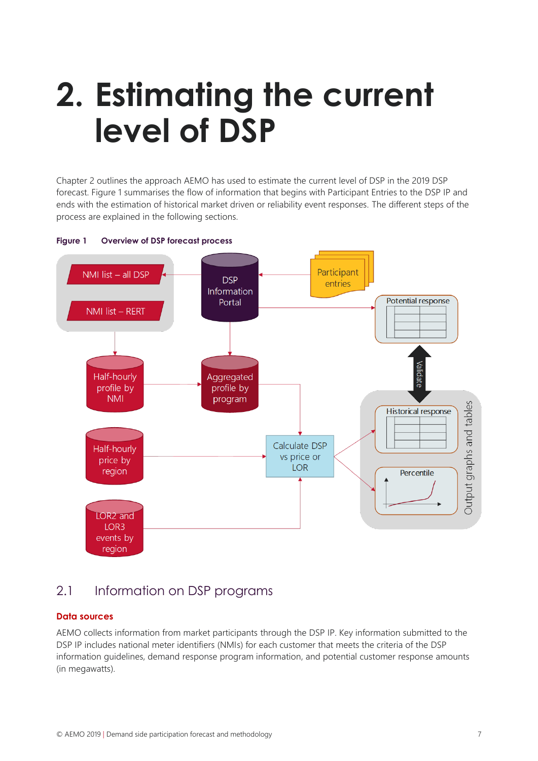# 2. Estimating the current level of DSP

Chapter 2 outlines the approach AEMO has used to estimate the current level of DSP in the 2019 DSP forecast. Figure 1 summarises the flow of information that begins with Participant Entries to the DSP IP and ends with the estimation of historical market driven or reliability event responses. The different steps of the process are explained in the following sections.

**Figure 1 Overview of DSP forecast process**

NMI list – all DSP

NMI list – RERT

DSP Information Portal

Participant entries

Potential response

Validate

Half-hourly profile by NMI

Aggregated profile by program

Historical response

Half-hourly price by region

Calculate DSP vs price or LOR

Percentile

Output graphs and tables

LOR2 and LOR3 events by region

## 2.1 Information on DSP programs

### Data sources

AEMO collects information from market participants through the DSP IP. Key information submitted to the DSP IP includes national meter identifiers (NMIs) for each customer that meets the criteria of the DSP information guidelines, demand response program information, and potential customer response amounts (in megawatts).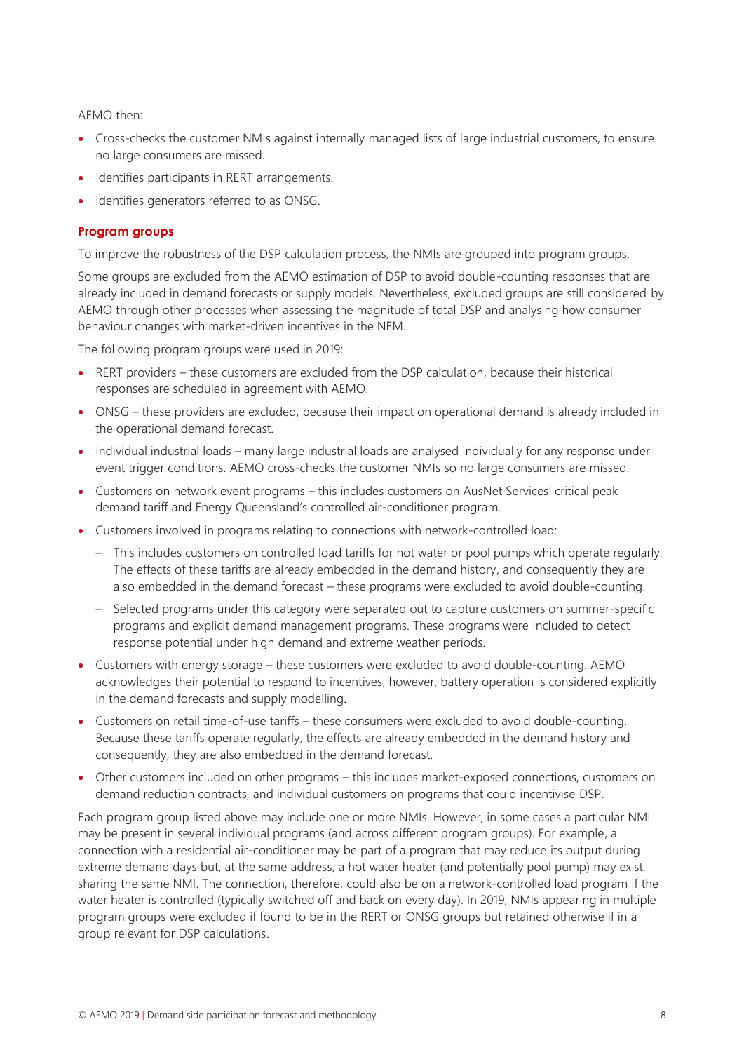AEMO then:

- Cross-checks the customer NMIs against internally managed lists of large industrial customers, to ensure no large consumers are missed.
- Identifies participants in RERT arrangements.
- Identifies generators referred to as ONSG.

### Program groups

To improve the robustness of the DSP calculation process, the NMIs are grouped into program groups.

Some groups are excluded from the AEMO estimation of DSP to avoid double-counting responses that are already included in demand forecasts or supply models. Nevertheless, excluded groups are still considered by AEMO through other processes when assessing the magnitude of total DSP and analysing how consumer behaviour changes with market-driven incentives in the NEM.

The following program groups were used in 2019:

- RERT providers – these customers are excluded from the DSP calculation, because their historical responses are scheduled in agreement with AEMO.
- ONSG – these providers are excluded, because their impact on operational demand is already included in the operational demand forecast.
- Individual industrial loads – many large industrial loads are analysed individually for any response under event trigger conditions. AEMO cross-checks the customer NMIs so no large consumers are missed.
- Customers on network event programs – this includes customers on AusNet Services' critical peak demand tariff and Energy Queensland's controlled air-conditioner program.
- Customers involved in programs relating to connections with network-controlled load:
  - This includes customers on controlled load tariffs for hot water or pool pumps which operate regularly. The effects of these tariffs are already embedded in the demand history, and consequently they are also embedded in the demand forecast – these programs were excluded to avoid double-counting.
  - Selected programs under this category were separated out to capture customers on summer-specific programs and explicit demand management programs. These programs were included to detect response potential under high demand and extreme weather periods.
- Customers with energy storage – these customers were excluded to avoid double-counting. AEMO acknowledges their potential to respond to incentives, however, battery operation is considered explicitly in the demand forecasts and supply modelling.
- Customers on retail time-of-use tariffs – these consumers were excluded to avoid double-counting. Because these tariffs operate regularly, the effects are already embedded in the demand history and consequently, they are also embedded in the demand forecast.
- Other customers included on other programs – this includes market-exposed connections, customers on demand reduction contracts, and individual customers on programs that could incentivise DSP.

Each program group listed above may include one or more NMIs. However, in some cases a particular NMI may be present in several individual programs (and across different program groups). For example, a connection with a residential air-conditioner may be part of a program that may reduce its output during extreme demand days but, at the same address, a hot water heater (and potentially pool pump) may exist, sharing the same NMI. The connection, therefore, could also be on a network-controlled load program if the water heater is controlled (typically switched off and back on every day). In 2019, NMIs appearing in multiple program groups were excluded if found to be in the RERT or ONSG groups but retained otherwise if in a group relevant for DSP calculations.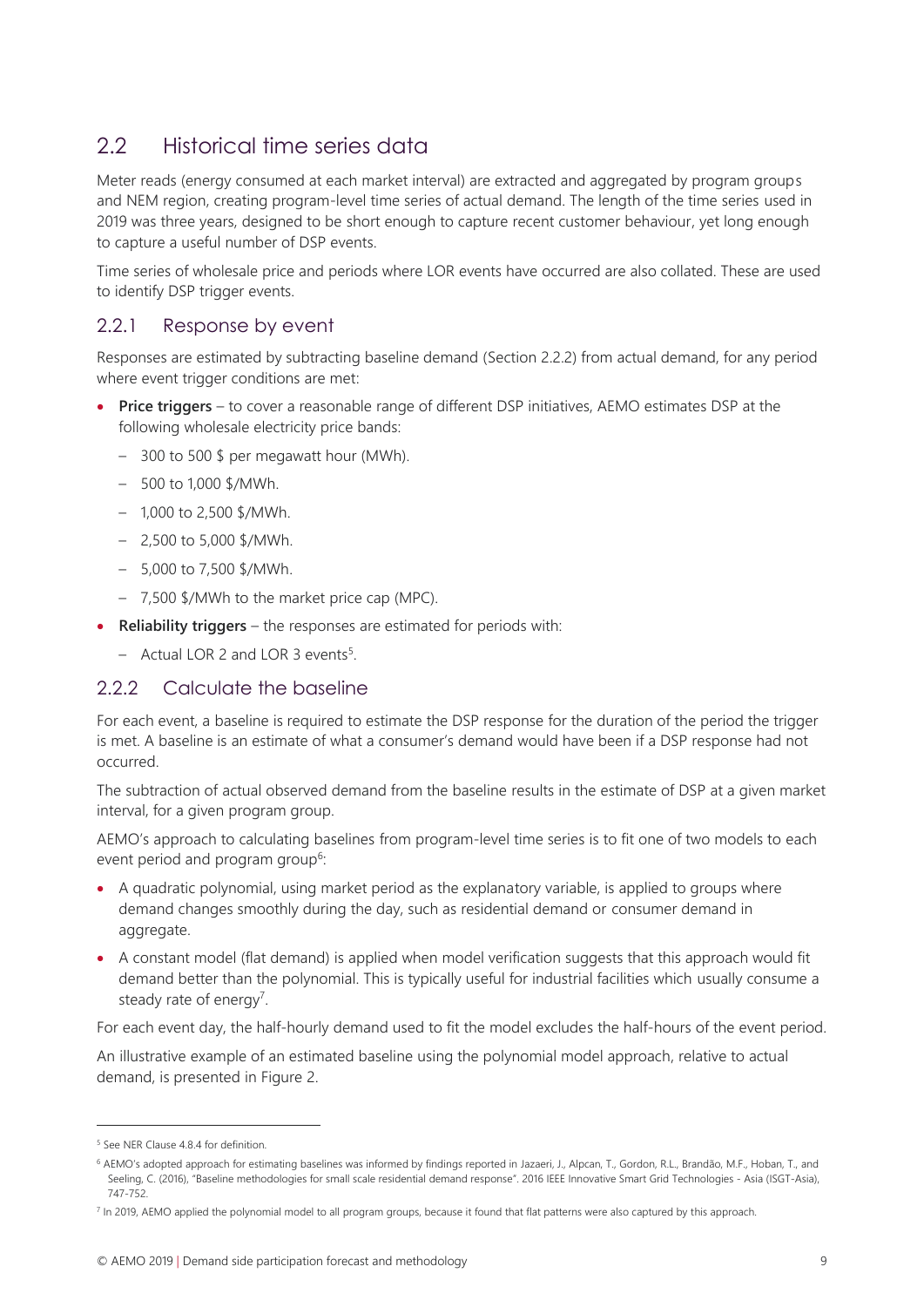## 2.2 Historical time series data

Meter reads (energy consumed at each market interval) are extracted and aggregated by program groups and NEM region, creating program-level time series of actual demand. The length of the time series used in 2019 was three years, designed to be short enough to capture recent customer behaviour, yet long enough to capture a useful number of DSP events.

Time series of wholesale price and periods where LOR events have occurred are also collated. These are used to identify DSP trigger events.

### 2.2.1 Response by event

Responses are estimated by subtracting baseline demand (Section 2.2.2) from actual demand, for any period where event trigger conditions are met:

- **Price triggers** – to cover a reasonable range of different DSP initiatives, AEMO estimates DSP at the following wholesale electricity price bands:
  - 300 to 500 $ per megawatt hour (MWh).
  - 500 to 1,000 $/MWh.
  - 1,000 to 2,500 $/MWh.
  - 2,500 to 5,000 $/MWh.
  - 5,000 to 7,500 $/MWh.
  - 7,500 $/MWh to the market price cap (MPC).
- **Reliability triggers** – the responses are estimated for periods with:
  - Actual LOR 2 and LOR 3 events[5].

### 2.2.2 Calculate the baseline

For each event, a baseline is required to estimate the DSP response for the duration of the period the trigger is met. A baseline is an estimate of what a consumer's demand would have been if a DSP response had not occurred.

The subtraction of actual observed demand from the baseline results in the estimate of DSP at a given market interval, for a given program group.

AEMO's approach to calculating baselines from program-level time series is to fit one of two models to each event period and program group[6]:

- A quadratic polynomial, using market period as the explanatory variable, is applied to groups where demand changes smoothly during the day, such as residential demand or consumer demand in aggregate.
- A constant model (flat demand) is applied when model verification suggests that this approach would fit demand better than the polynomial. This is typically useful for industrial facilities which usually consume a steady rate of energy[7].

For each event day, the half-hourly demand used to fit the model excludes the half-hours of the event period.

An illustrative example of an estimated baseline using the polynomial model approach, relative to actual demand, is presented in Figure 2.

---

[5] See NER Clause 4.8.4 for definition.

[6] AEMO's adopted approach for estimating baselines was informed by findings reported in Jazaeri, J., Alpcan, T., Gordon, R.L., Brandão, M.F., Hoban, T., and Seeling, C. (2016), "Baseline methodologies for small scale residential demand response". 2016 IEEE Innovative Smart Grid Technologies - Asia (ISGT-Asia), 747-752.

[7] In 2019, AEMO applied the polynomial model to all program groups, because it found that flat patterns were also captured by this approach.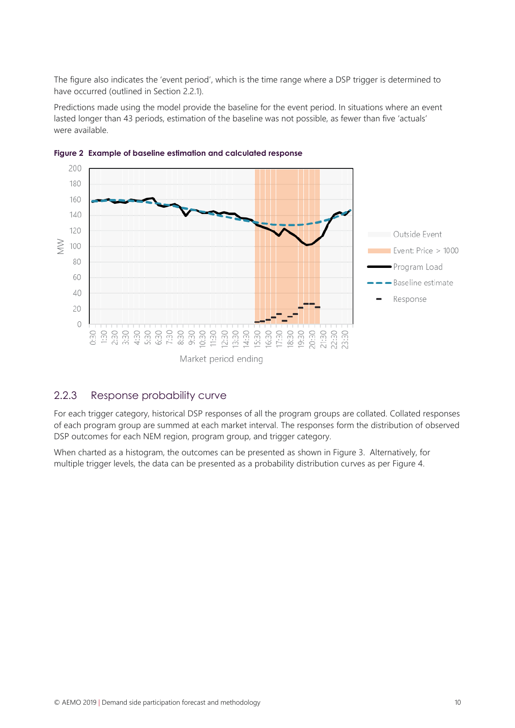The figure also indicates the 'event period', which is the time range where a DSP trigger is determined to have occurred (outlined in Section 2.2.1).

Predictions made using the model provide the baseline for the event period. In situations where an event lasted longer than 43 periods, estimation of the baseline was not possible, as fewer than five 'actuals' were available.

**Figure 2 Example of baseline estimation and calculated response**

MW
200
180
160
140
120
100
80
60
40
20
0

0:30 1:30 2:30 3:30 4:30 5:30 6:30 7:30 8:30 9:30 10:30 11:30 12:30 13:30 14:30 15:30 16:30 17:30 18:30 19:30 20:30 21:30 22:30 23:30

Market period ending

Outside Event
Event: Price > 1000
Program Load
Baseline estimate
Response

### 2.2.3 Response probability curve

For each trigger category, historical DSP responses of all the program groups are collated. Collated responses of each program group are summed at each market interval. The responses form the distribution of observed DSP outcomes for each NEM region, program group, and trigger category.

When charted as a histogram, the outcomes can be presented as shown in Figure 3. Alternatively, for multiple trigger levels, the data can be presented as a probability distribution curves as per Figure 4.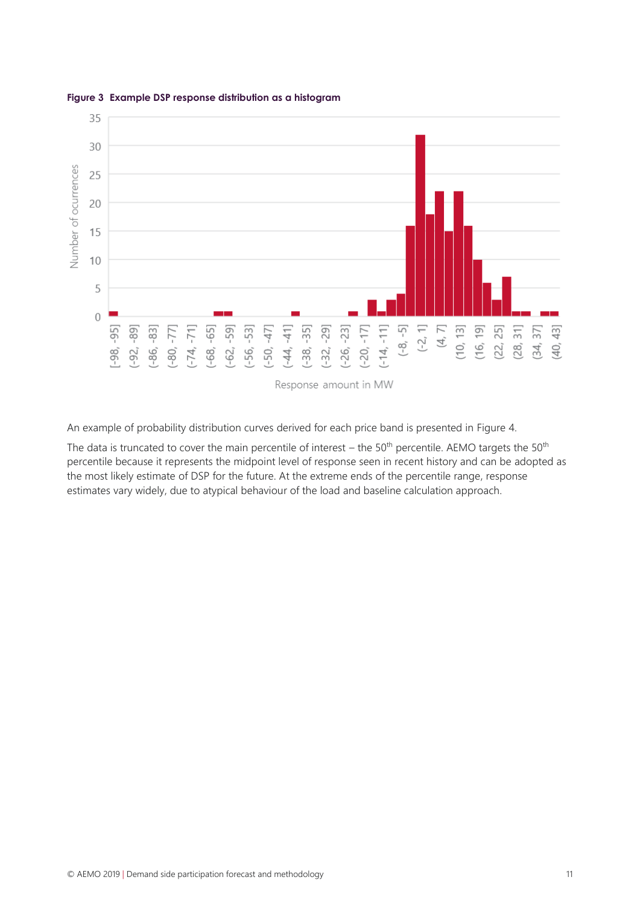**Figure 3 Example DSP response distribution as a histogram**

35
30
25
20
15
10
5
0

Number of ocurrences

[-98, -95]
(-92, -89]
(-86, -83]
(-80, -77]
(-74, -71]
(-68, -65]
(-62, -59]
(-56, -53]
(-50, -47]
(-44, -41]
(-38, -35]
(-32, -29]
(-26, -23]
(-20, -17]
(-14, -11]
(-8, -5]
(-2, 1]
(4, 7]
(10, 13]
(16, 19]
(22, 25]
(28, 31]
(34, 37]
(40, 43]

Response amount in MW

An example of probability distribution curves derived for each price band is presented in Figure 4.

The data is truncated to cover the main percentile of interest – the 50th percentile. AEMO targets the 50th percentile because it represents the midpoint level of response seen in recent history and can be adopted as the most likely estimate of DSP for the future. At the extreme ends of the percentile range, response estimates vary widely, due to atypical behaviour of the load and baseline calculation approach.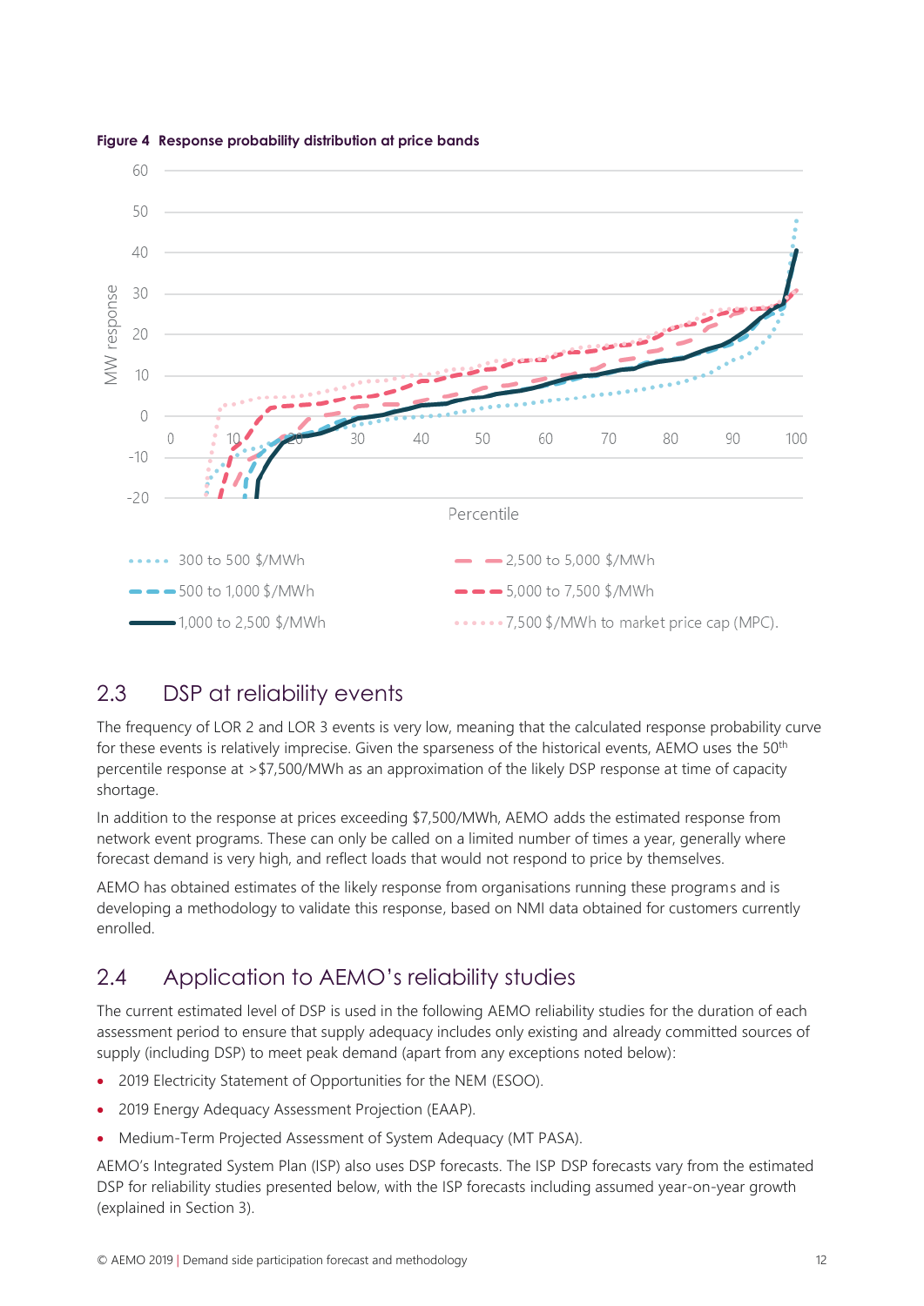**Figure 4 Response probability distribution at price bands**

60
50
40
30
20
10
0
-10
-20

MW response

0 10 20 30 40 50 60 70 80 90 100

Percentile

300 to 500 $/MWh
500 to 1,000 $/MWh
1,000 to 2,500 $/MWh
2,500 to 5,000 $/MWh
5,000 to 7,500 $/MWh
7,500 $/MWh to market price cap (MPC).

## 2.3 DSP at reliability events

The frequency of LOR 2 and LOR 3 events is very low, meaning that the calculated response probability curve for these events is relatively imprecise. Given the sparseness of the historical events, AEMO uses the 50th percentile response at >$7,500/MWh as an approximation of the likely DSP response at time of capacity shortage.

In addition to the response at prices exceeding $7,500/MWh, AEMO adds the estimated response from network event programs. These can only be called on a limited number of times a year, generally where forecast demand is very high, and reflect loads that would not respond to price by themselves.

AEMO has obtained estimates of the likely response from organisations running these programs and is developing a methodology to validate this response, based on NMI data obtained for customers currently enrolled.

## 2.4 Application to AEMO's reliability studies

The current estimated level of DSP is used in the following AEMO reliability studies for the duration of each assessment period to ensure that supply adequacy includes only existing and already committed sources of supply (including DSP) to meet peak demand (apart from any exceptions noted below):

- 2019 Electricity Statement of Opportunities for the NEM (ESOO).
- 2019 Energy Adequacy Assessment Projection (EAAP).
- Medium-Term Projected Assessment of System Adequacy (MT PASA).

AEMO's Integrated System Plan (ISP) also uses DSP forecasts. The ISP DSP forecasts vary from the estimated DSP for reliability studies presented below, with the ISP forecasts including assumed year-on-year growth (explained in Section 3).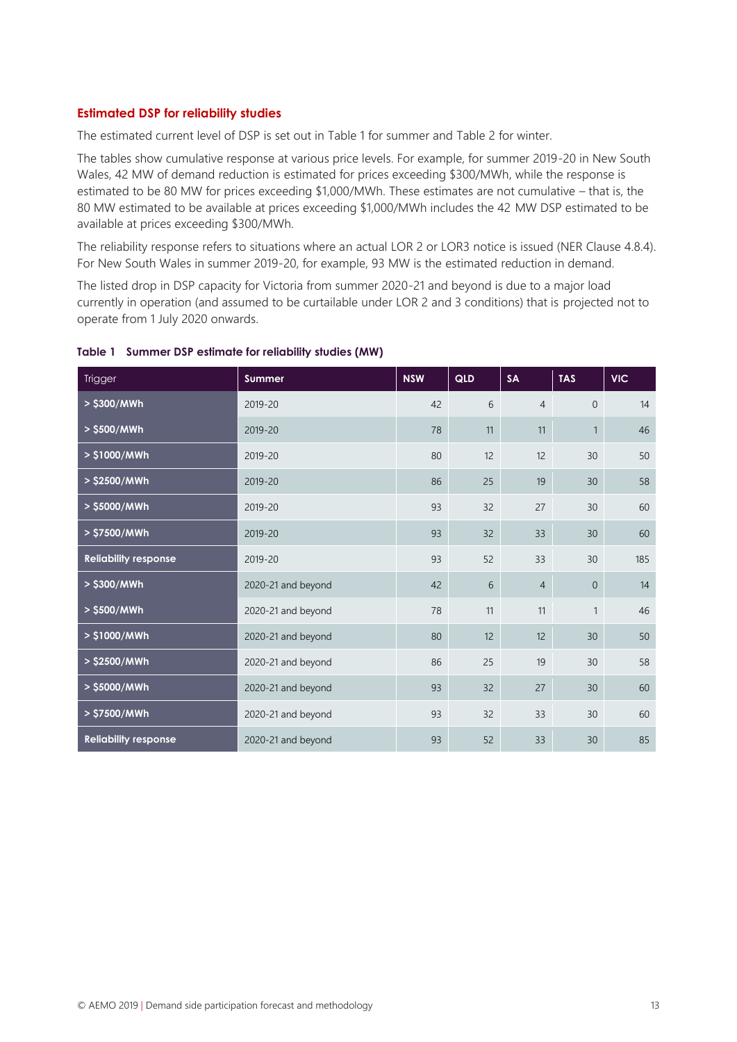### Estimated DSP for reliability studies

The estimated current level of DSP is set out in Table 1 for summer and Table 2 for winter.

The tables show cumulative response at various price levels. For example, for summer 2019-20 in New South Wales, 42 MW of demand reduction is estimated for prices exceeding $300/MWh, while the response is estimated to be 80 MW for prices exceeding $1,000/MWh. These estimates are not cumulative – that is, the 80 MW estimated to be available at prices exceeding $1,000/MWh includes the 42 MW DSP estimated to be available at prices exceeding $300/MWh.

The reliability response refers to situations where an actual LOR 2 or LOR3 notice is issued (NER Clause 4.8.4). For New South Wales in summer 2019-20, for example, 93 MW is the estimated reduction in demand.

The listed drop in DSP capacity for Victoria from summer 2020-21 and beyond is due to a major load currently in operation (and assumed to be curtailable under LOR 2 and 3 conditions) that is projected not to operate from 1 July 2020 onwards.

**Table 1 Summer DSP estimate for reliability studies (MW)**

| Trigger | Summer | NSW | QLD | SA | TAS | VIC |
|---|---|---|---|---|---|---|
| **> $300/MWh** | 2019-20 | 42 | 6 | 4 | 0 | 14 |
| **> $500/MWh** | 2019-20 | 78 | 11 | 11 | 1 | 46 |
| **> $1000/MWh** | 2019-20 | 80 | 12 | 12 | 30 | 50 |
| **> $2500/MWh** | 2019-20 | 86 | 25 | 19 | 30 | 58 |
| **> $5000/MWh** | 2019-20 | 93 | 32 | 27 | 30 | 60 |
| **> $7500/MWh** | 2019-20 | 93 | 32 | 33 | 30 | 60 |
| **Reliability response** | 2019-20 | 93 | 52 | 33 | 30 | 185 |
| **> $300/MWh** | 2020-21 and beyond | 42 | 6 | 4 | 0 | 14 |
| **> $500/MWh** | 2020-21 and beyond | 78 | 11 | 11 | 1 | 46 |
| **> $1000/MWh** | 2020-21 and beyond | 80 | 12 | 12 | 30 | 50 |
| **> $2500/MWh** | 2020-21 and beyond | 86 | 25 | 19 | 30 | 58 |
| **> $5000/MWh** | 2020-21 and beyond | 93 | 32 | 27 | 30 | 60 |
| **> $7500/MWh** | 2020-21 and beyond | 93 | 32 | 33 | 30 | 60 |
| **Reliability response** | 2020-21 and beyond | 93 | 52 | 33 | 30 | 85 |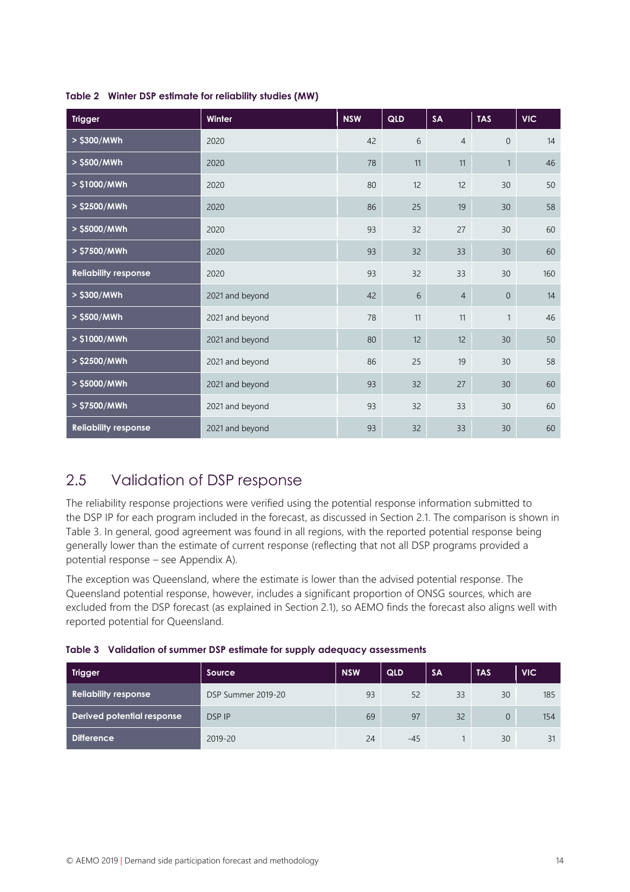**Table 2 Winter DSP estimate for reliability studies (MW)**

| Trigger | Winter | NSW | QLD | SA | TAS | VIC |
|---|---|---|---|---|---|---|
| > $300/MWh | 2020 | 42 | 6 | 4 | 0 | 14 |
| > $500/MWh | 2020 | 78 | 11 | 11 | 1 | 46 |
| > $1000/MWh | 2020 | 80 | 12 | 12 | 30 | 50 |
| > $2500/MWh | 2020 | 86 | 25 | 19 | 30 | 58 |
| > $5000/MWh | 2020 | 93 | 32 | 27 | 30 | 60 |
| > $7500/MWh | 2020 | 93 | 32 | 33 | 30 | 60 |
| Reliability response | 2020 | 93 | 32 | 33 | 30 | 160 |
| > $300/MWh | 2021 and beyond | 42 | 6 | 4 | 0 | 14 |
| > $500/MWh | 2021 and beyond | 78 | 11 | 11 | 1 | 46 |
| > $1000/MWh | 2021 and beyond | 80 | 12 | 12 | 30 | 50 |
| > $2500/MWh | 2021 and beyond | 86 | 25 | 19 | 30 | 58 |
| > $5000/MWh | 2021 and beyond | 93 | 32 | 27 | 30 | 60 |
| > $7500/MWh | 2021 and beyond | 93 | 32 | 33 | 30 | 60 |
| Reliability response | 2021 and beyond | 93 | 32 | 33 | 30 | 60 |

## 2.5 Validation of DSP response

The reliability response projections were verified using the potential response information submitted to the DSP IP for each program included in the forecast, as discussed in Section 2.1. The comparison is shown in Table 3. In general, good agreement was found in all regions, with the reported potential response being generally lower than the estimate of current response (reflecting that not all DSP programs provided a potential response – see Appendix A).

The exception was Queensland, where the estimate is lower than the advised potential response. The Queensland potential response, however, includes a significant proportion of ONSG sources, which are excluded from the DSP forecast (as explained in Section 2.1), so AEMO finds the forecast also aligns well with reported potential for Queensland.

**Table 3 Validation of summer DSP estimate for supply adequacy assessments**

| Trigger | Source | NSW | QLD | SA | TAS | VIC |
|---|---|---|---|---|---|---|
| Reliability response | DSP Summer 2019-20 | 93 | 52 | 33 | 30 | 185 |
| Derived potential response | DSP IP | 69 | 97 | 32 | 0 | 154 |
| Difference | 2019-20 | 24 | -45 | 1 | 30 | 31 |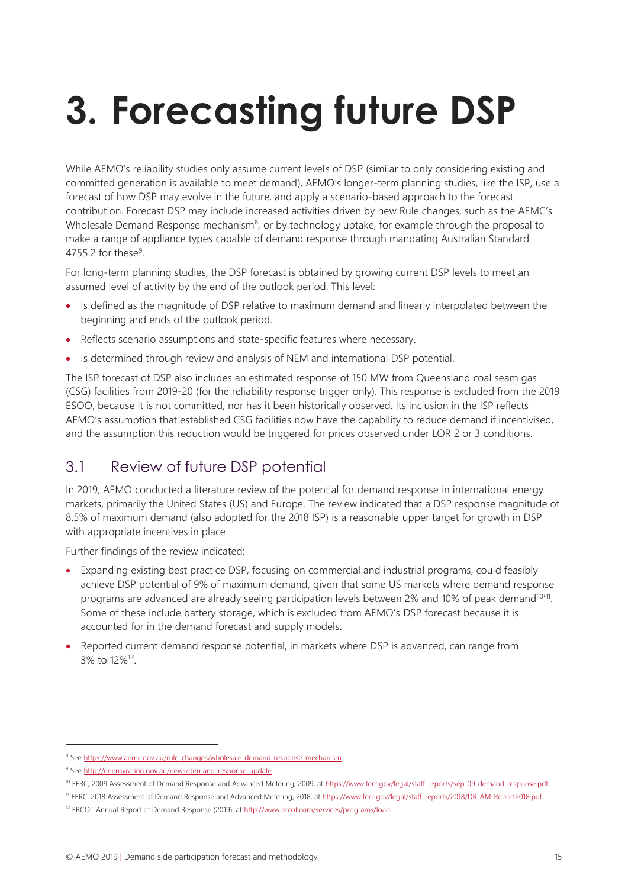# 3. Forecasting future DSP

While AEMO's reliability studies only assume current levels of DSP (similar to only considering existing and committed generation is available to meet demand), AEMO's longer-term planning studies, like the ISP, use a forecast of how DSP may evolve in the future, and apply a scenario-based approach to the forecast contribution. Forecast DSP may include increased activities driven by new Rule changes, such as the AEMC's Wholesale Demand Response mechanism[8], or by technology uptake, for example through the proposal to make a range of appliance types capable of demand response through mandating Australian Standard 4755.2 for these[9].

For long-term planning studies, the DSP forecast is obtained by growing current DSP levels to meet an assumed level of activity by the end of the outlook period. This level:

- Is defined as the magnitude of DSP relative to maximum demand and linearly interpolated between the beginning and ends of the outlook period.
- Reflects scenario assumptions and state-specific features where necessary.
- Is determined through review and analysis of NEM and international DSP potential.

The ISP forecast of DSP also includes an estimated response of 150 MW from Queensland coal seam gas (CSG) facilities from 2019-20 (for the reliability response trigger only). This response is excluded from the 2019 ESOO, because it is not committed, nor has it been historically observed. Its inclusion in the ISP reflects AEMO's assumption that established CSG facilities now have the capability to reduce demand if incentivised, and the assumption this reduction would be triggered for prices observed under LOR 2 or 3 conditions.

## 3.1 Review of future DSP potential

In 2019, AEMO conducted a literature review of the potential for demand response in international energy markets, primarily the United States (US) and Europe. The review indicated that a DSP response magnitude of 8.5% of maximum demand (also adopted for the 2018 ISP) is a reasonable upper target for growth in DSP with appropriate incentives in place.

Further findings of the review indicated:

- Expanding existing best practice DSP, focusing on commercial and industrial programs, could feasibly achieve DSP potential of 9% of maximum demand, given that some US markets where demand response programs are advanced are already seeing participation levels between 2% and 10% of peak demand[10,11]. Some of these include battery storage, which is excluded from AEMO's DSP forecast because it is accounted for in the demand forecast and supply models.
- Reported current demand response potential, in markets where DSP is advanced, can range from 3% to 12%[12].

---

[8] See https://www.aemc.gov.au/rule-changes/wholesale-demand-response-mechanism.

[9] See http://energyrating.gov.au/news/demand-response-update.

[10] FERC, 2009 Assessment of Demand Response and Advanced Metering, 2009, at https://www.ferc.gov/legal/staff-reports/sep-09-demand-response.pdf.

[11] FERC, 2018 Assessment of Demand Response and Advanced Metering, 2018, at https://www.ferc.gov/legal/staff-reports/2018/DR-AM-Report2018.pdf.

[12] ERCOT Annual Report of Demand Response (2019), at http://www.ercot.com/services/programs/load.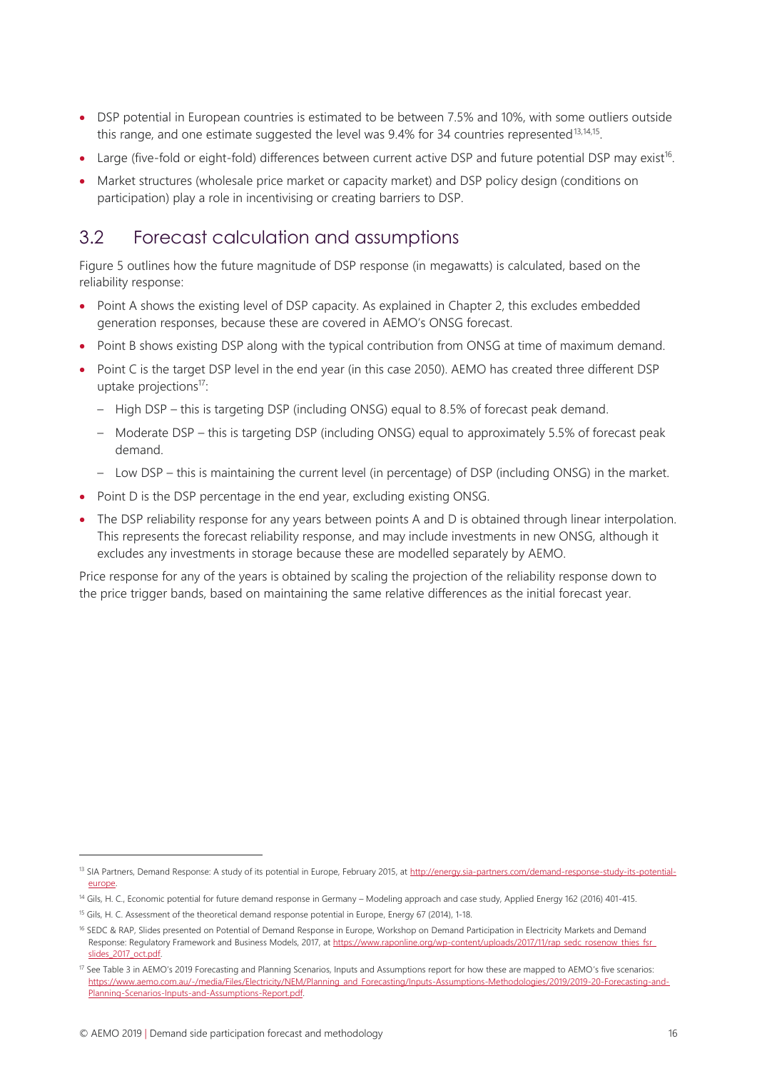- DSP potential in European countries is estimated to be between 7.5% and 10%, with some outliers outside this range, and one estimate suggested the level was 9.4% for 34 countries represented[13,14,15].
- Large (five-fold or eight-fold) differences between current active DSP and future potential DSP may exist[16].
- Market structures (wholesale price market or capacity market) and DSP policy design (conditions on participation) play a role in incentivising or creating barriers to DSP.

## 3.2 Forecast calculation and assumptions

Figure 5 outlines how the future magnitude of DSP response (in megawatts) is calculated, based on the reliability response:

- Point A shows the existing level of DSP capacity. As explained in Chapter 2, this excludes embedded generation responses, because these are covered in AEMO's ONSG forecast.
- Point B shows existing DSP along with the typical contribution from ONSG at time of maximum demand.
- Point C is the target DSP level in the end year (in this case 2050). AEMO has created three different DSP uptake projections[17]:
  - High DSP – this is targeting DSP (including ONSG) equal to 8.5% of forecast peak demand.
  - Moderate DSP – this is targeting DSP (including ONSG) equal to approximately 5.5% of forecast peak demand.
  - Low DSP – this is maintaining the current level (in percentage) of DSP (including ONSG) in the market.
- Point D is the DSP percentage in the end year, excluding existing ONSG.
- The DSP reliability response for any years between points A and D is obtained through linear interpolation. This represents the forecast reliability response, and may include investments in new ONSG, although it excludes any investments in storage because these are modelled separately by AEMO.

Price response for any of the years is obtained by scaling the projection of the reliability response down to the price trigger bands, based on maintaining the same relative differences as the initial forecast year.

---

[13] SIA Partners, Demand Response: A study of its potential in Europe, February 2015, at http://energy.sia-partners.com/demand-response-study-its-potential-europe.

[14] Gils, H. C., Economic potential for future demand response in Germany – Modeling approach and case study, Applied Energy 162 (2016) 401-415.

[15] Gils, H. C. Assessment of the theoretical demand response potential in Europe, Energy 67 (2014), 1-18.

[16] SEDC & RAP, Slides presented on Potential of Demand Response in Europe, Workshop on Demand Participation in Electricity Markets and Demand Response: Regulatory Framework and Business Models, 2017, at https://www.raponline.org/wp-content/uploads/2017/11/rap_sedc_rosenow_thies_fsr_slides_2017_oct.pdf.

[17] See Table 3 in AEMO's 2019 Forecasting and Planning Scenarios, Inputs and Assumptions report for how these are mapped to AEMO's five scenarios: https://www.aemo.com.au/-/media/Files/Electricity/NEM/Planning_and_Forecasting/Inputs-Assumptions-Methodologies/2019/2019-20-Forecasting-and-Planning-Scenarios-Inputs-and-Assumptions-Report.pdf.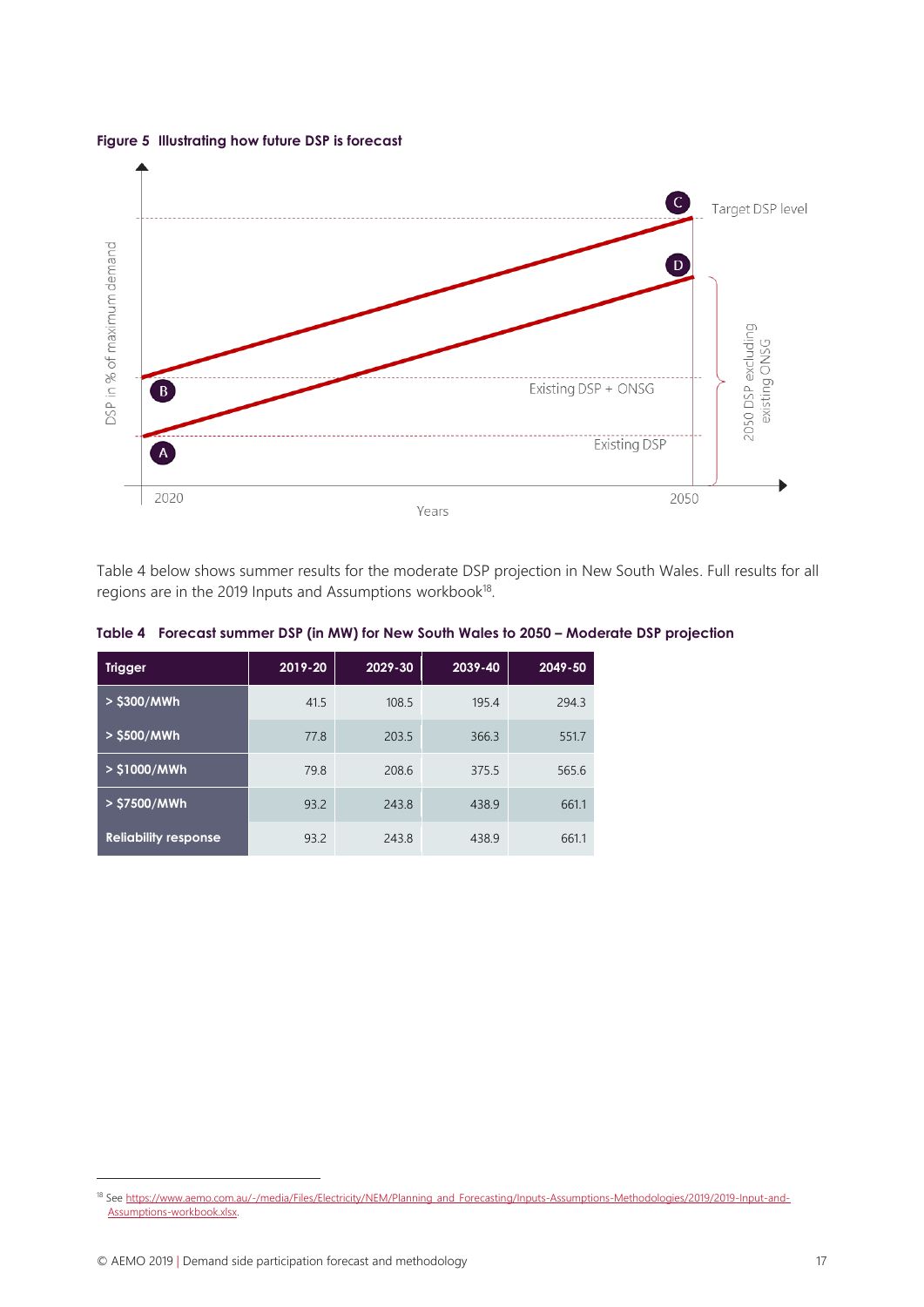**Figure 5 Illustrating how future DSP is forecast**

DSP in % of maximum demand

C

Target DSP level

D

B

Existing DSP + ONSG

2050 DSP excluding existing ONSG

A

Existing DSP

2020

2050

Years

Table 4 below shows summer results for the moderate DSP projection in New South Wales. Full results for all regions are in the 2019 Inputs and Assumptions workbook[18].

**Table 4 Forecast summer DSP (in MW) for New South Wales to 2050 – Moderate DSP projection**

| Trigger | 2019-20 | 2029-30 | 2039-40 | 2049-50 |
|---|---|---|---|---|
| > $300/MWh | 41.5 | 108.5 | 195.4 | 294.3 |
| > $500/MWh | 77.8 | 203.5 | 366.3 | 551.7 |
| > $1000/MWh | 79.8 | 208.6 | 375.5 | 565.6 |
| > $7500/MWh | 93.2 | 243.8 | 438.9 | 661.1 |
| Reliability response | 93.2 | 243.8 | 438.9 | 661.1 |

[18] See https://www.aemo.com.au/-/media/Files/Electricity/NEM/Planning_and_Forecasting/Inputs-Assumptions-Methodologies/2019/2019-Input-and-Assumptions-workbook.xlsx.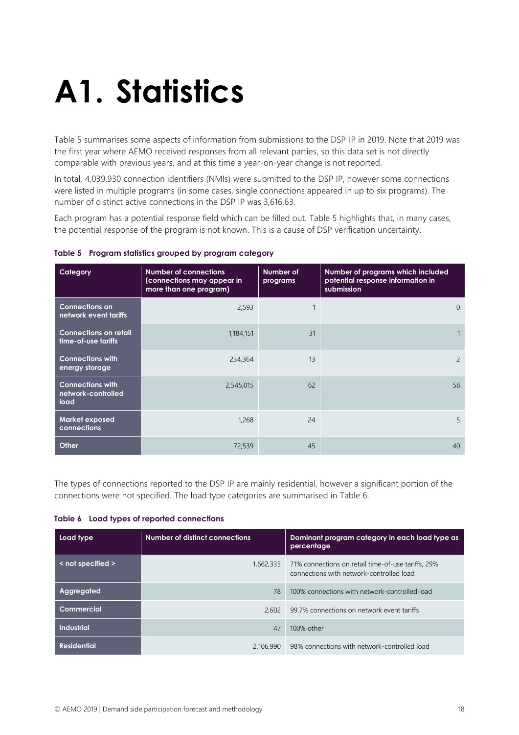# A1. Statistics

Table 5 summarises some aspects of information from submissions to the DSP IP in 2019. Note that 2019 was the first year where AEMO received responses from all relevant parties, so this data set is not directly comparable with previous years, and at this time a year-on-year change is not reported.

In total, 4,039,930 connection identifiers (NMIs) were submitted to the DSP IP, however some connections were listed in multiple programs (in some cases, single connections appeared in up to six programs). The number of distinct active connections in the DSP IP was 3,616,63.

Each program has a potential response field which can be filled out. Table 5 highlights that, in many cases, the potential response of the program is not known. This is a cause of DSP verification uncertainty.

**Table 5 Program statistics grouped by program category**

| Category | Number of connections (connections may appear in more than one program) | Number of programs | Number of programs which included potential response information in submission |
|---|---|---|---|
| **Connections on network event tariffs** | 2,593 | 1 | 0 |
| **Connections on retail time-of-use tariffs** | 1,184,151 | 31 | 1 |
| **Connections with energy storage** | 234,364 | 13 | 2 |
| **Connections with network-controlled load** | 2,545,015 | 62 | 58 |
| **Market exposed connections** | 1,268 | 24 | 5 |
| **Other** | 72,539 | 45 | 40 |

The types of connections reported to the DSP IP are mainly residential, however a significant portion of the connections were not specified. The load type categories are summarised in Table 6.

**Table 6 Load types of reported connections**

| Load type | Number of distinct connections | Dominant program category in each load type as percentage |
|---|---|---|
| **< not specified >** | 1,662,335 | 71% connections on retail time-of-use tariffs, 29% connections with network-controlled load |
| **Aggregated** | 78 | 100% connections with network-controlled load |
| **Commercial** | 2,602 | 99.7% connections on network event tariffs |
| **Industrial** | 47 | 100% other |
| **Residential** | 2,106,990 | 98% connections with network-controlled load |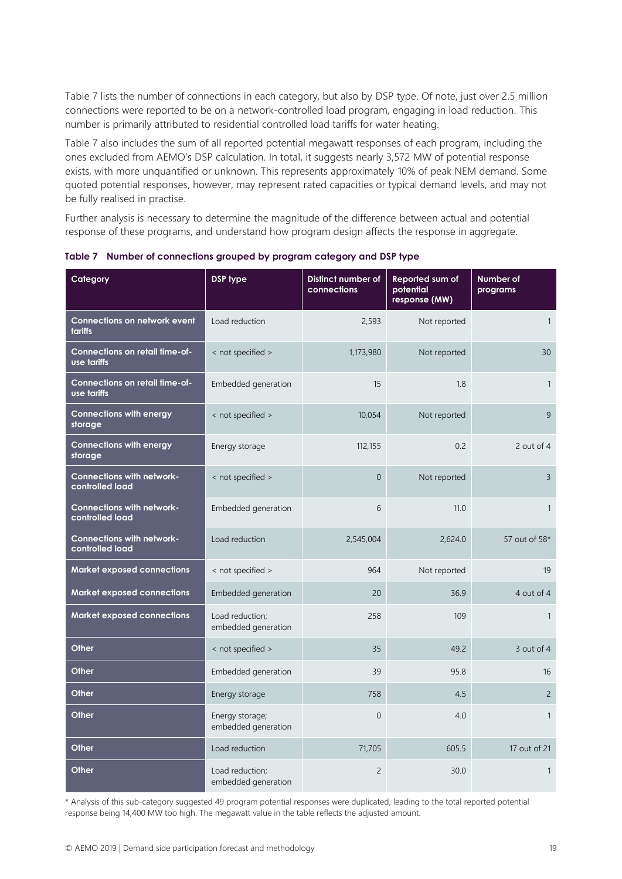Table 7 lists the number of connections in each category, but also by DSP type. Of note, just over 2.5 million connections were reported to be on a network-controlled load program, engaging in load reduction. This number is primarily attributed to residential controlled load tariffs for water heating.

Table 7 also includes the sum of all reported potential megawatt responses of each program, including the ones excluded from AEMO's DSP calculation. In total, it suggests nearly 3,572 MW of potential response exists, with more unquantified or unknown. This represents approximately 10% of peak NEM demand. Some quoted potential responses, however, may represent rated capacities or typical demand levels, and may not be fully realised in practise.

Further analysis is necessary to determine the magnitude of the difference between actual and potential response of these programs, and understand how program design affects the response in aggregate.

**Table 7 Number of connections grouped by program category and DSP type**

| Category | DSP type | Distinct number of connections | Reported sum of potential response (MW) | Number of programs |
|---|---|---|---|---|
| **Connections on network event tariffs** | Load reduction | 2,593 | Not reported | 1 |
| **Connections on retail time-of-use tariffs** | < not specified > | 1,173,980 | Not reported | 30 |
| **Connections on retail time-of-use tariffs** | Embedded generation | 15 | 1.8 | 1 |
| **Connections with energy storage** | < not specified > | 10,054 | Not reported | 9 |
| **Connections with energy storage** | Energy storage | 112,155 | 0.2 | 2 out of 4 |
| **Connections with network-controlled load** | < not specified > | 0 | Not reported | 3 |
| **Connections with network-controlled load** | Embedded generation | 6 | 11.0 | 1 |
| **Connections with network-controlled load** | Load reduction | 2,545,004 | 2,624.0 | 57 out of 58* |
| **Market exposed connections** | < not specified > | 964 | Not reported | 19 |
| **Market exposed connections** | Embedded generation | 20 | 36.9 | 4 out of 4 |
| **Market exposed connections** | Load reduction; embedded generation | 258 | 109 | 1 |
| **Other** | < not specified > | 35 | 49.2 | 3 out of 4 |
| **Other** | Embedded generation | 39 | 95.8 | 16 |
| **Other** | Energy storage | 758 | 4.5 | 2 |
| **Other** | Energy storage; embedded generation | 0 | 4.0 | 1 |
| **Other** | Load reduction | 71,705 | 605.5 | 17 out of 21 |
| **Other** | Load reduction; embedded generation | 2 | 30.0 | 1 |

\* Analysis of this sub-category suggested 49 program potential responses were duplicated, leading to the total reported potential response being 14,400 MW too high. The megawatt value in the table reflects the adjusted amount.